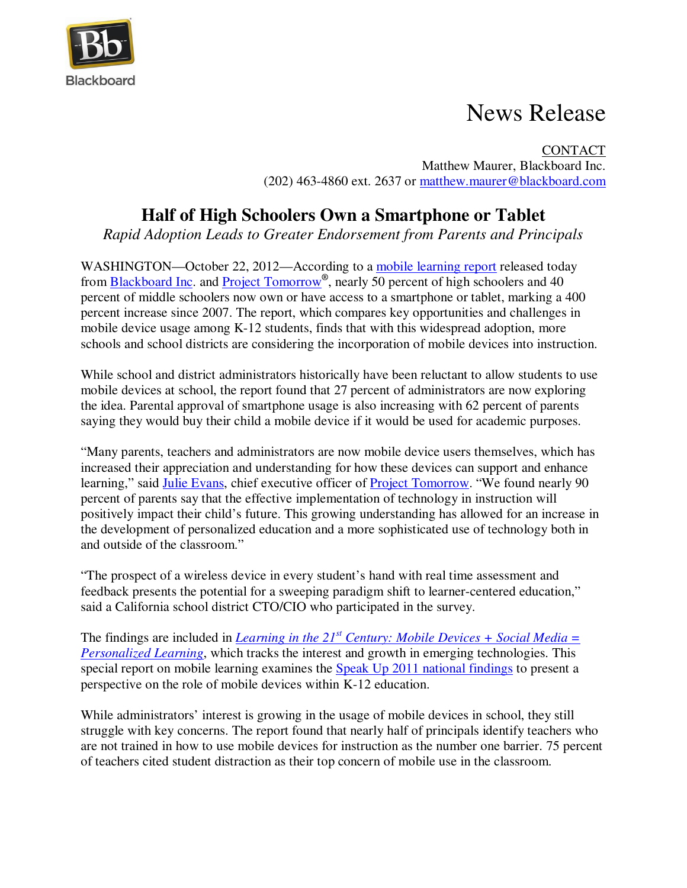Blackboard

# News Release

CONTACT
Matthew Maurer, Blackboard Inc.
(202) 463-4860 ext. 2637 or matthew.maurer@blackboard.com

## Half of High Schoolers Own a Smartphone or Tablet

*Rapid Adoption Leads to Greater Endorsement from Parents and Principals*

WASHINGTON—October 22, 2012—According to a mobile learning report released today from Blackboard Inc. and Project Tomorrow®, nearly 50 percent of high schoolers and 40 percent of middle schoolers now own or have access to a smartphone or tablet, marking a 400 percent increase since 2007. The report, which compares key opportunities and challenges in mobile device usage among K-12 students, finds that with this widespread adoption, more schools and school districts are considering the incorporation of mobile devices into instruction.

While school and district administrators historically have been reluctant to allow students to use mobile devices at school, the report found that 27 percent of administrators are now exploring the idea. Parental approval of smartphone usage is also increasing with 62 percent of parents saying they would buy their child a mobile device if it would be used for academic purposes.

"Many parents, teachers and administrators are now mobile device users themselves, which has increased their appreciation and understanding for how these devices can support and enhance learning," said Julie Evans, chief executive officer of Project Tomorrow. "We found nearly 90 percent of parents say that the effective implementation of technology in instruction will positively impact their child's future. This growing understanding has allowed for an increase in the development of personalized education and a more sophisticated use of technology both in and outside of the classroom."

"The prospect of a wireless device in every student's hand with real time assessment and feedback presents the potential for a sweeping paradigm shift to learner-centered education," said a California school district CTO/CIO who participated in the survey.

The findings are included in *Learning in the 21st Century: Mobile Devices + Social Media = Personalized Learning*, which tracks the interest and growth in emerging technologies. This special report on mobile learning examines the Speak Up 2011 national findings to present a perspective on the role of mobile devices within K-12 education.

While administrators' interest is growing in the usage of mobile devices in school, they still struggle with key concerns. The report found that nearly half of principals identify teachers who are not trained in how to use mobile devices for instruction as the number one barrier. 75 percent of teachers cited student distraction as their top concern of mobile use in the classroom.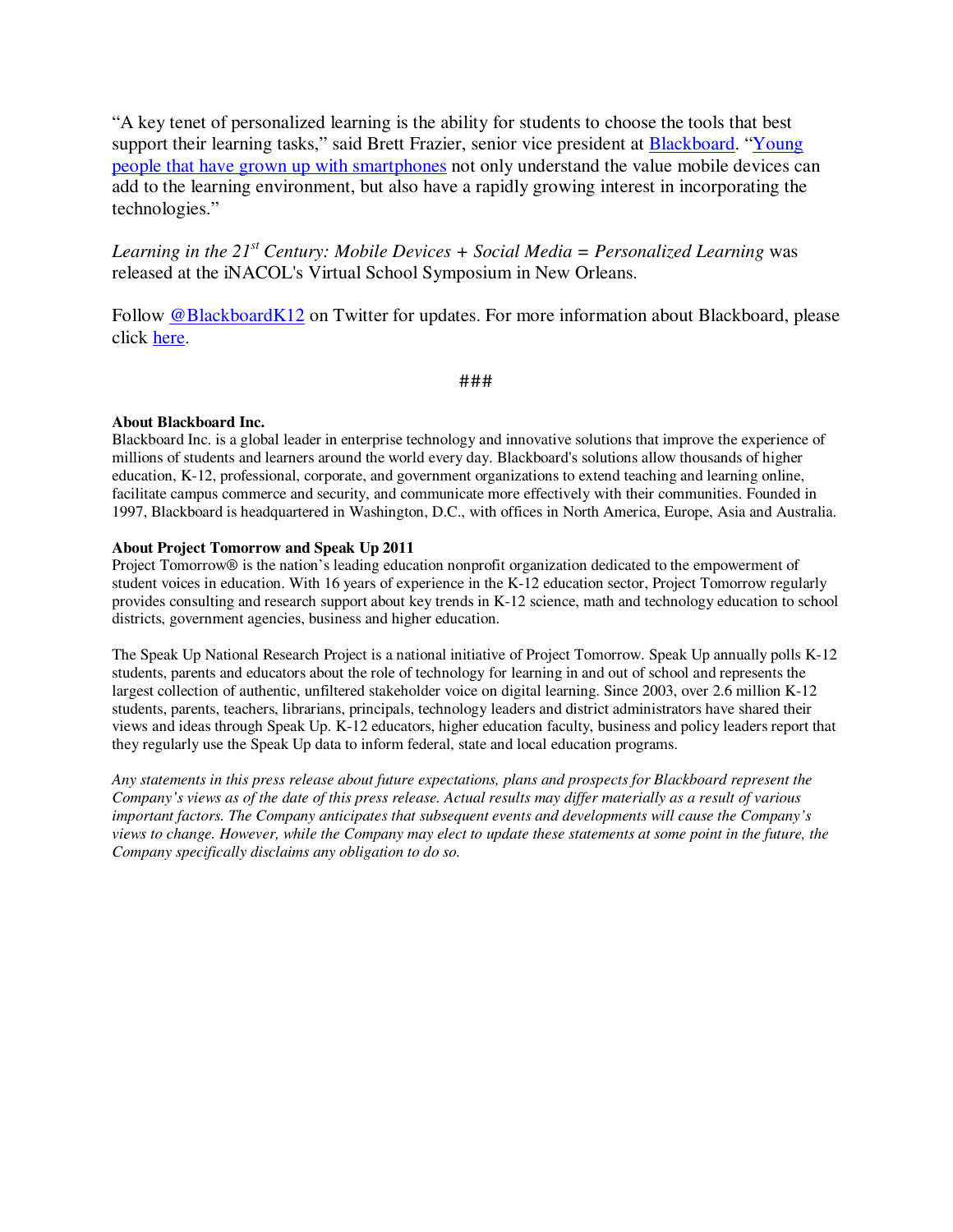"A key tenet of personalized learning is the ability for students to choose the tools that best support their learning tasks," said Brett Frazier, senior vice president at Blackboard. "Young people that have grown up with smartphones not only understand the value mobile devices can add to the learning environment, but also have a rapidly growing interest in incorporating the technologies."

*Learning in the 21st Century: Mobile Devices + Social Media = Personalized Learning* was released at the iNACOL's Virtual School Symposium in New Orleans.

Follow @BlackboardK12 on Twitter for updates. For more information about Blackboard, please click here.

###

**About Blackboard Inc.**
Blackboard Inc. is a global leader in enterprise technology and innovative solutions that improve the experience of millions of students and learners around the world every day. Blackboard's solutions allow thousands of higher education, K-12, professional, corporate, and government organizations to extend teaching and learning online, facilitate campus commerce and security, and communicate more effectively with their communities. Founded in 1997, Blackboard is headquartered in Washington, D.C., with offices in North America, Europe, Asia and Australia.

**About Project Tomorrow and Speak Up 2011**
Project Tomorrow® is the nation's leading education nonprofit organization dedicated to the empowerment of student voices in education. With 16 years of experience in the K-12 education sector, Project Tomorrow regularly provides consulting and research support about key trends in K-12 science, math and technology education to school districts, government agencies, business and higher education.

The Speak Up National Research Project is a national initiative of Project Tomorrow. Speak Up annually polls K-12 students, parents and educators about the role of technology for learning in and out of school and represents the largest collection of authentic, unfiltered stakeholder voice on digital learning. Since 2003, over 2.6 million K-12 students, parents, teachers, librarians, principals, technology leaders and district administrators have shared their views and ideas through Speak Up. K-12 educators, higher education faculty, business and policy leaders report that they regularly use the Speak Up data to inform federal, state and local education programs.

*Any statements in this press release about future expectations, plans and prospects for Blackboard represent the Company's views as of the date of this press release. Actual results may differ materially as a result of various important factors. The Company anticipates that subsequent events and developments will cause the Company's views to change. However, while the Company may elect to update these statements at some point in the future, the Company specifically disclaims any obligation to do so.*